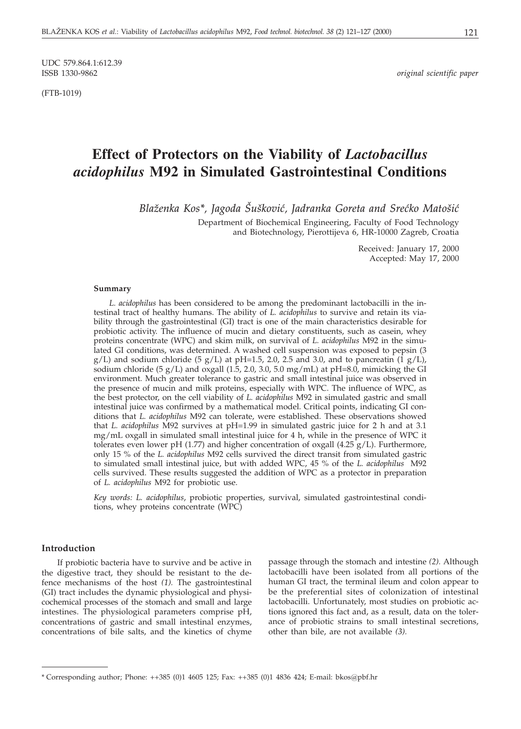UDC 579.864.1:612.39
ISSB 1330-9862 *original scientific paper*

(FTB-1019)

# Effect of Protectors on the Viability of *Lactobacillus acidophilus* M92 in Simulated Gastrointestinal Conditions

*Blaženka Kos\*, Jagoda Šušković, Jadranka Goreta and Srećko Matošić*

Department of Biochemical Engineering, Faculty of Food Technology and Biotechnology, Pierottijeva 6, HR-10000 Zagreb, Croatia

Received: January 17, 2000
Accepted: May 17, 2000

### Summary

*L. acidophilus* has been considered to be among the predominant lactobacilli in the intestinal tract of healthy humans. The ability of *L. acidophilus* to survive and retain its viability through the gastrointestinal (GI) tract is one of the main characteristics desirable for probiotic activity. The influence of mucin and dietary constituents, such as casein, whey proteins concentrate (WPC) and skim milk, on survival of *L. acidophilus* M92 in the simulated GI conditions, was determined. A washed cell suspension was exposed to pepsin (3 g/L) and sodium chloride (5 g/L) at pH=1.5, 2.0, 2.5 and 3.0, and to pancreatin (1 g/L), sodium chloride (5 g/L) and oxgall (1.5, 2.0, 3.0, 5.0 mg/mL) at pH=8.0, mimicking the GI environment. Much greater tolerance to gastric and small intestinal juice was observed in the presence of mucin and milk proteins, especially with WPC. The influence of WPC, as the best protector, on the cell viability of *L. acidophilus* M92 in simulated gastric and small intestinal juice was confirmed by a mathematical model. Critical points, indicating GI conditions that *L. acidophilus* M92 can tolerate, were established. These observations showed that *L. acidophilus* M92 survives at pH=1.99 in simulated gastric juice for 2 h and at 3.1 mg/mL oxgall in simulated small intestinal juice for 4 h, while in the presence of WPC it tolerates even lower pH (1.77) and higher concentration of oxgall (4.25 g/L). Furthermore, only 15 % of the *L. acidophilus* M92 cells survived the direct transit from simulated gastric to simulated small intestinal juice, but with added WPC, 45 % of the *L. acidophilus* M92 cells survived. These results suggested the addition of WPC as a protector in preparation of *L. acidophilus* M92 for probiotic use.

*Key words: L. acidophilus*, probiotic properties, survival, simulated gastrointestinal conditions, whey proteins concentrate (WPC)

## Introduction

If probiotic bacteria have to survive and be active in the digestive tract, they should be resistant to the defence mechanisms of the host *(1).* The gastrointestinal (GI) tract includes the dynamic physiological and physicochemical processes of the stomach and small and large intestines. The physiological parameters comprise pH, concentrations of gastric and small intestinal enzymes, concentrations of bile salts, and the kinetics of chyme passage through the stomach and intestine *(2).* Although lactobacilli have been isolated from all portions of the human GI tract, the terminal ileum and colon appear to be the preferential sites of colonization of intestinal lactobacilli. Unfortunately, most studies on probiotic actions ignored this fact and, as a result, data on the tolerance of probiotic strains to small intestinal secretions, other than bile, are not available *(3).*

\* Corresponding author; Phone: ++385 (0)1 4605 125; Fax: ++385 (0)1 4836 424; E-mail: bkos@pbf.hr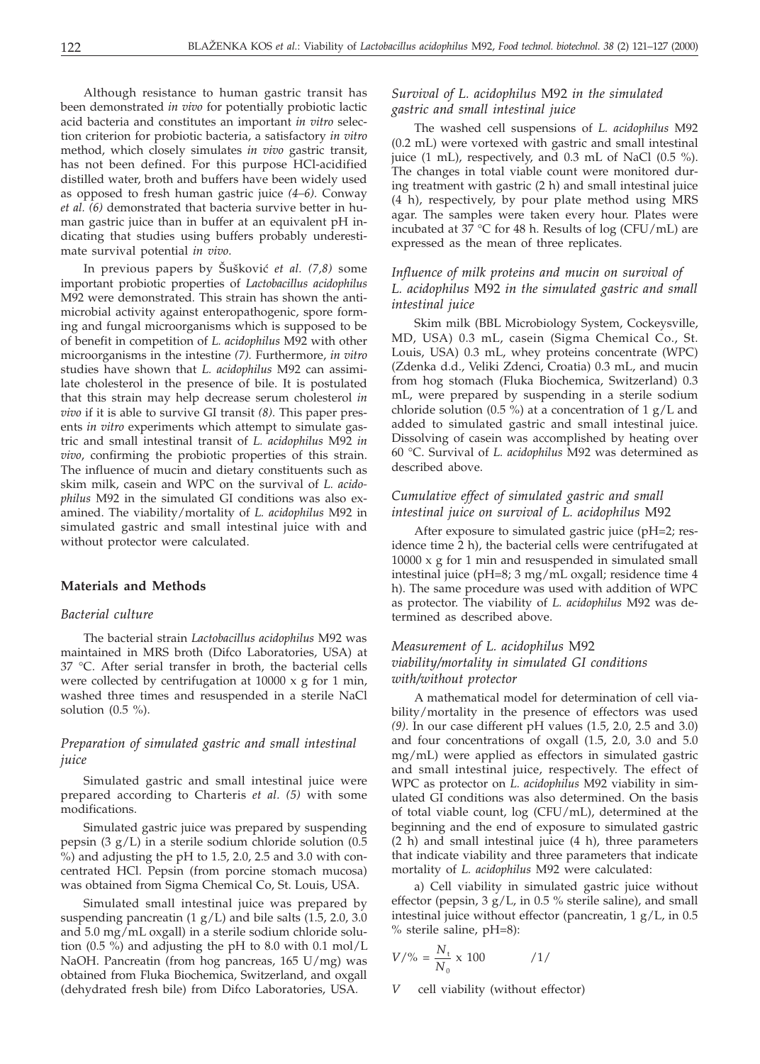Although resistance to human gastric transit has been demonstrated *in vivo* for potentially probiotic lactic acid bacteria and constitutes an important *in vitro* selection criterion for probiotic bacteria, a satisfactory *in vitro* method, which closely simulates *in vivo* gastric transit, has not been defined. For this purpose HCl-acidified distilled water, broth and buffers have been widely used as opposed to fresh human gastric juice *(4–6)*. Conway *et al. (6)* demonstrated that bacteria survive better in human gastric juice than in buffer at an equivalent pH indicating that studies using buffers probably underestimate survival potential *in vivo*.

In previous papers by Šušković *et al. (7,8)* some important probiotic properties of *Lactobacillus acidophilus* M92 were demonstrated. This strain has shown the antimicrobial activity against enteropathogenic, spore forming and fungal microorganisms which is supposed to be of benefit in competition of *L. acidophilus* M92 with other microorganisms in the intestine *(7)*. Furthermore, *in vitro* studies have shown that *L. acidophilus* M92 can assimilate cholesterol in the presence of bile. It is postulated that this strain may help decrease serum cholesterol *in vivo* if it is able to survive GI transit *(8)*. This paper presents *in vitro* experiments which attempt to simulate gastric and small intestinal transit of *L. acidophilus* M92 *in vivo*, confirming the probiotic properties of this strain. The influence of mucin and dietary constituents such as skim milk, casein and WPC on the survival of *L. acidophilus* M92 in the simulated GI conditions was also examined. The viability/mortality of *L. acidophilus* M92 in simulated gastric and small intestinal juice with and without protector were calculated.

## Materials and Methods

### *Bacterial culture*

The bacterial strain *Lactobacillus acidophilus* M92 was maintained in MRS broth (Difco Laboratories, USA) at 37 °C. After serial transfer in broth, the bacterial cells were collected by centrifugation at 10000 x g for 1 min, washed three times and resuspended in a sterile NaCl solution (0.5 %).

### *Preparation of simulated gastric and small intestinal juice*

Simulated gastric and small intestinal juice were prepared according to Charteris *et al. (5)* with some modifications.

Simulated gastric juice was prepared by suspending pepsin (3 g/L) in a sterile sodium chloride solution (0.5 %) and adjusting the pH to 1.5, 2.0, 2.5 and 3.0 with concentrated HCl. Pepsin (from porcine stomach mucosa) was obtained from Sigma Chemical Co, St. Louis, USA.

Simulated small intestinal juice was prepared by suspending pancreatin (1 g/L) and bile salts (1.5, 2.0, 3.0 and 5.0 mg/mL oxgall) in a sterile sodium chloride solution (0.5 %) and adjusting the pH to 8.0 with 0.1 mol/L NaOH. Pancreatin (from hog pancreas, 165 U/mg) was obtained from Fluka Biochemica, Switzerland, and oxgall (dehydrated fresh bile) from Difco Laboratories, USA.

### *Survival of L. acidophilus M92 in the simulated gastric and small intestinal juice*

The washed cell suspensions of *L. acidophilus* M92 (0.2 mL) were vortexed with gastric and small intestinal juice (1 mL), respectively, and 0.3 mL of NaCl (0.5 %). The changes in total viable count were monitored during treatment with gastric (2 h) and small intestinal juice (4 h), respectively, by pour plate method using MRS agar. The samples were taken every hour. Plates were incubated at 37 °C for 48 h. Results of log (CFU/mL) are expressed as the mean of three replicates.

### *Influence of milk proteins and mucin on survival of L. acidophilus M92 in the simulated gastric and small intestinal juice*

Skim milk (BBL Microbiology System, Cockeysville, MD, USA) 0.3 mL, casein (Sigma Chemical Co., St. Louis, USA) 0.3 mL, whey proteins concentrate (WPC) (Zdenka d.d., Veliki Zdenci, Croatia) 0.3 mL, and mucin from hog stomach (Fluka Biochemica, Switzerland) 0.3 mL, were prepared by suspending in a sterile sodium chloride solution (0.5 %) at a concentration of 1 g/L and added to simulated gastric and small intestinal juice. Dissolving of casein was accomplished by heating over 60 °C. Survival of *L. acidophilus* M92 was determined as described above.

### *Cumulative effect of simulated gastric and small intestinal juice on survival of L. acidophilus M92*

After exposure to simulated gastric juice (pH=2; residence time 2 h), the bacterial cells were centrifugated at 10000 x g for 1 min and resuspended in simulated small intestinal juice (pH=8; 3 mg/mL oxgall; residence time 4 h). The same procedure was used with addition of WPC as protector. The viability of *L. acidophilus* M92 was determined as described above.

### *Measurement of L. acidophilus M92 viability/mortality in simulated GI conditions with/without protector*

A mathematical model for determination of cell viability/mortality in the presence of effectors was used *(9)*. In our case different pH values (1.5, 2.0, 2.5 and 3.0) and four concentrations of oxgall (1.5, 2.0, 3.0 and 5.0 mg/mL) were applied as effectors in simulated gastric and small intestinal juice, respectively. The effect of WPC as protector on *L. acidophilus* M92 viability in simulated GI conditions was also determined. On the basis of total viable count, log (CFU/mL), determined at the beginning and the end of exposure to simulated gastric (2 h) and small intestinal juice (4 h), three parameters that indicate viability and three parameters that indicate mortality of *L. acidophilus* M92 were calculated:

a) Cell viability in simulated gastric juice without effector (pepsin, 3 g/L, in 0.5 % sterile saline), and small intestinal juice without effector (pancreatin, 1 g/L, in 0.5 % sterile saline, pH=8):

$$V/\% = \frac{N_t}{N_0} \times 100 \qquad /1/$$

$V$ cell viability (without effector)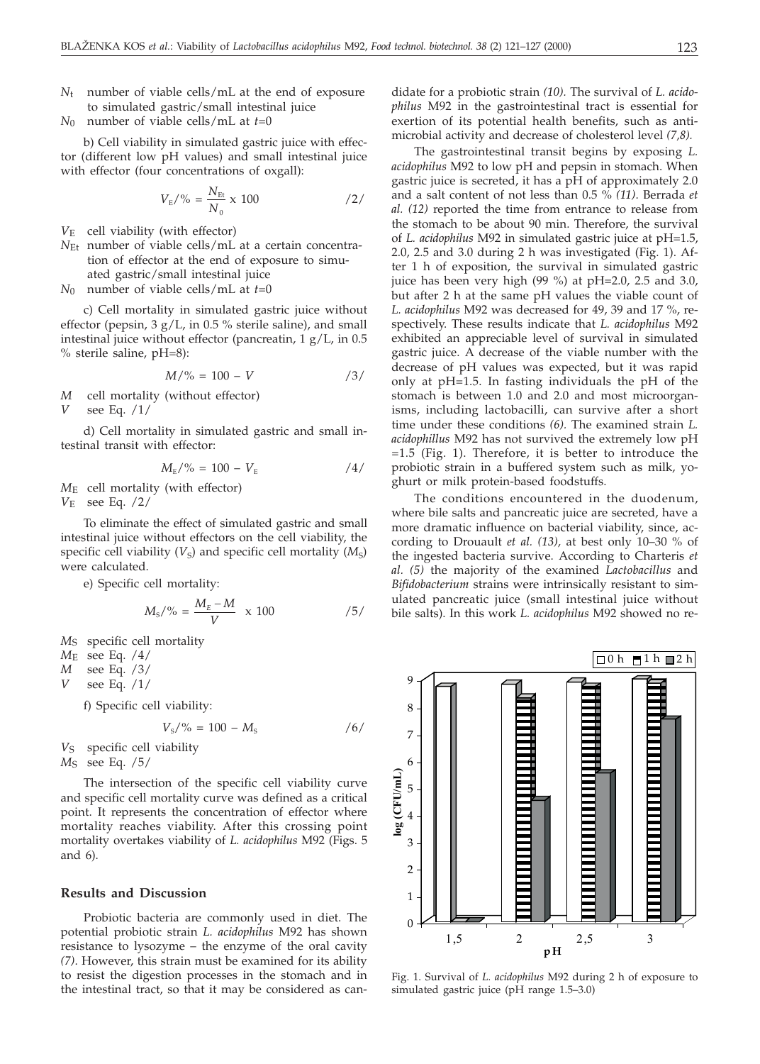$N_t$ number of viable cells/mL at the end of exposure to simulated gastric/small intestinal juice

$N_0$ number of viable cells/mL at $t=0$

b) Cell viability in simulated gastric juice with effector (different low pH values) and small intestinal juice with effector (four concentrations of oxgall):

$$V_E/\% = \frac{N_{Et}}{N_0} \times 100 \qquad /2/$$

$V_E$ cell viability (with effector)

$N_{Et}$ number of viable cells/mL at a certain concentration of effector at the end of exposure to simulated gastric/small intestinal juice

$N_0$ number of viable cells/mL at $t=0$

c) Cell mortality in simulated gastric juice without effector (pepsin, 3 g/L, in 0.5 % sterile saline), and small intestinal juice without effector (pancreatin, 1 g/L, in 0.5 % sterile saline, pH=8):

$$M/\% = 100 - V \qquad /3/$$

$M$ cell mortality (without effector)

$V$ see Eq. /1/

d) Cell mortality in simulated gastric and small intestinal transit with effector:

$$M_E/\% = 100 - V_E \qquad /4/$$

$M_E$ cell mortality (with effector)

$V_E$ see Eq. /2/

To eliminate the effect of simulated gastric and small intestinal juice without effectors on the cell viability, the specific cell viability ($V_S$) and specific cell mortality ($M_S$) were calculated.

e) Specific cell mortality:

$$M_S/\% = \frac{M_E - M}{V} \times 100 \qquad /5/$$

$M_S$ specific cell mortality

$M_E$ see Eq. /4/

$M$ see Eq. /3/

$V$ see Eq. /1/

f) Specific cell viability:

$$V_S/\% = 100 - M_S \qquad /6/$$

$V_S$ specific cell viability

$M_S$ see Eq. /5/

The intersection of the specific cell viability curve and specific cell mortality curve was defined as a critical point. It represents the concentration of effector where mortality reaches viability. After this crossing point mortality overtakes viability of *L. acidophilus* M92 (Figs. 5 and 6).

## Results and Discussion

Probiotic bacteria are commonly used in diet. The potential probiotic strain *L. acidophilus* M92 has shown resistance to lysozyme – the enzyme of the oral cavity *(7)*. However, this strain must be examined for its ability to resist the digestion processes in the stomach and in the intestinal tract, so that it may be considered as candidate for a probiotic strain *(10)*. The survival of *L. acidophilus* M92 in the gastrointestinal tract is essential for exertion of its potential health benefits, such as antimicrobial activity and decrease of cholesterol level *(7,8)*.

The gastrointestinal transit begins by exposing *L. acidophilus* M92 to low pH and pepsin in stomach. When gastric juice is secreted, it has a pH of approximately 2.0 and a salt content of not less than 0.5 % *(11)*. Berrada *et al. (12)* reported the time from entrance to release from the stomach to be about 90 min. Therefore, the survival of *L. acidophilus* M92 in simulated gastric juice at pH=1.5, 2.0, 2.5 and 3.0 during 2 h was investigated (Fig. 1). After 1 h of exposition, the survival in simulated gastric juice has been very high (99 %) at pH=2.0, 2.5 and 3.0, but after 2 h at the same pH values the viable count of *L. acidophilus* M92 was decreased for 49, 39 and 17 %, respectively. These results indicate that *L. acidophilus* M92 exhibited an appreciable level of survival in simulated gastric juice. A decrease of the viable number with the decrease of pH values was expected, but it was rapid only at pH=1.5. In fasting individuals the pH of the stomach is between 1.0 and 2.0 and most microorganisms, including lactobacilli, can survive after a short time under these conditions *(6)*. The examined strain *L. acidophillus* M92 has not survived the extremely low pH =1.5 (Fig. 1). Therefore, it is better to introduce the probiotic strain in a buffered system such as milk, yoghurt or milk protein-based foodstuffs.

The conditions encountered in the duodenum, where bile salts and pancreatic juice are secreted, have a more dramatic influence on bacterial viability, since, according to Drouault *et al. (13)*, at best only 10–30 % of the ingested bacteria survive. According to Charteris *et al. (5)* the majority of the examined *Lactobacillus* and *Bifidobacterium* strains were intrinsically resistant to simulated pancreatic juice (small intestinal juice without bile salts). In this work *L. acidophilus* M92 showed no re-

Fig. 1. Survival of *L. acidophilus* M92 during 2 h of exposure to simulated gastric juice (pH range 1.5–3.0)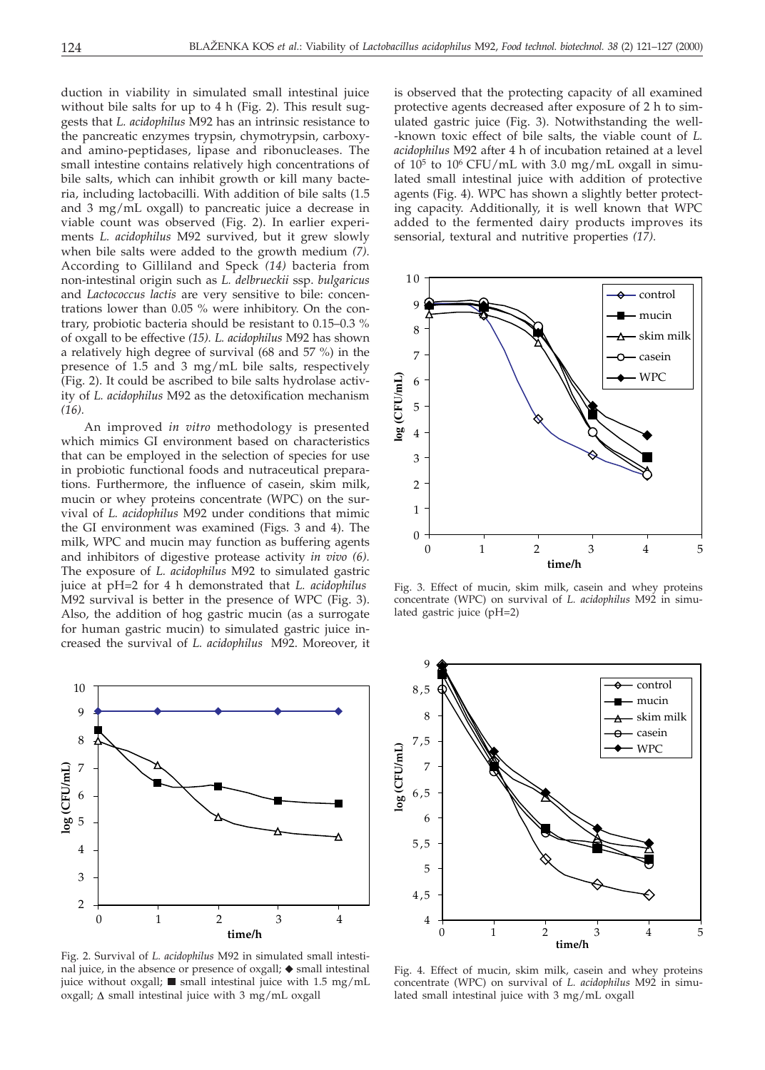duction in viability in simulated small intestinal juice without bile salts for up to 4 h (Fig. 2). This result suggests that *L. acidophilus* M92 has an intrinsic resistance to the pancreatic enzymes trypsin, chymotrypsin, carboxy- and amino-peptidases, lipase and ribonucleases. The small intestine contains relatively high concentrations of bile salts, which can inhibit growth or kill many bacteria, including lactobacilli. With addition of bile salts (1.5 and 3 mg/mL oxgall) to pancreatic juice a decrease in viable count was observed (Fig. 2). In earlier experiments *L. acidophilus* M92 survived, but it grew slowly when bile salts were added to the growth medium *(7)*. According to Gilliland and Speck *(14)* bacteria from non-intestinal origin such as *L. delbrueckii* ssp. *bulgaricus* and *Lactococcus lactis* are very sensitive to bile: concentrations lower than 0.05 % were inhibitory. On the contrary, probiotic bacteria should be resistant to 0.15–0.3 % of oxgall to be effective *(15)*. *L. acidophilus* M92 has shown a relatively high degree of survival (68 and 57 %) in the presence of 1.5 and 3 mg/mL bile salts, respectively (Fig. 2). It could be ascribed to bile salts hydrolase activity of *L. acidophilus* M92 as the detoxification mechanism *(16)*.

An improved *in vitro* methodology is presented which mimics GI environment based on characteristics that can be employed in the selection of species for use in probiotic functional foods and nutraceutical preparations. Furthermore, the influence of casein, skim milk, mucin or whey proteins concentrate (WPC) on the survival of *L. acidophilus* M92 under conditions that mimic the GI environment was examined (Figs. 3 and 4). The milk, WPC and mucin may function as buffering agents and inhibitors of digestive protease activity *in vivo (6)*. The exposure of *L. acidophilus* M92 to simulated gastric juice at pH=2 for 4 h demonstrated that *L. acidophilus* M92 survival is better in the presence of WPC (Fig. 3). Also, the addition of hog gastric mucin (as a surrogate for human gastric mucin) to simulated gastric juice increased the survival of *L. acidophilus* M92. Moreover, it is observed that the protecting capacity of all examined protective agents decreased after exposure of 2 h to simulated gastric juice (Fig. 3). Notwithstanding the well-known toxic effect of bile salts, the viable count of *L. acidophilus* M92 after 4 h of incubation retained at a level of $10^5$ to $10^6$ CFU/mL with 3.0 mg/mL oxgall in simulated small intestinal juice with addition of protective agents (Fig. 4). WPC has shown a slightly better protecting capacity. Additionally, it is well known that WPC added to the fermented dairy products improves its sensorial, textural and nutritive properties *(17)*.

Fig. 2. Survival of *L. acidophilus* M92 in simulated small intestinal juice, in the absence or presence of oxgall; ◆ small intestinal juice without oxgall; ■ small intestinal juice with 1.5 mg/mL oxgall; Δ small intestinal juice with 3 mg/mL oxgall

Fig. 3. Effect of mucin, skim milk, casein and whey proteins concentrate (WPC) on survival of *L. acidophilus* M92 in simulated gastric juice (pH=2)

Fig. 4. Effect of mucin, skim milk, casein and whey proteins concentrate (WPC) on survival of *L. acidophilus* M92 in simulated small intestinal juice with 3 mg/mL oxgall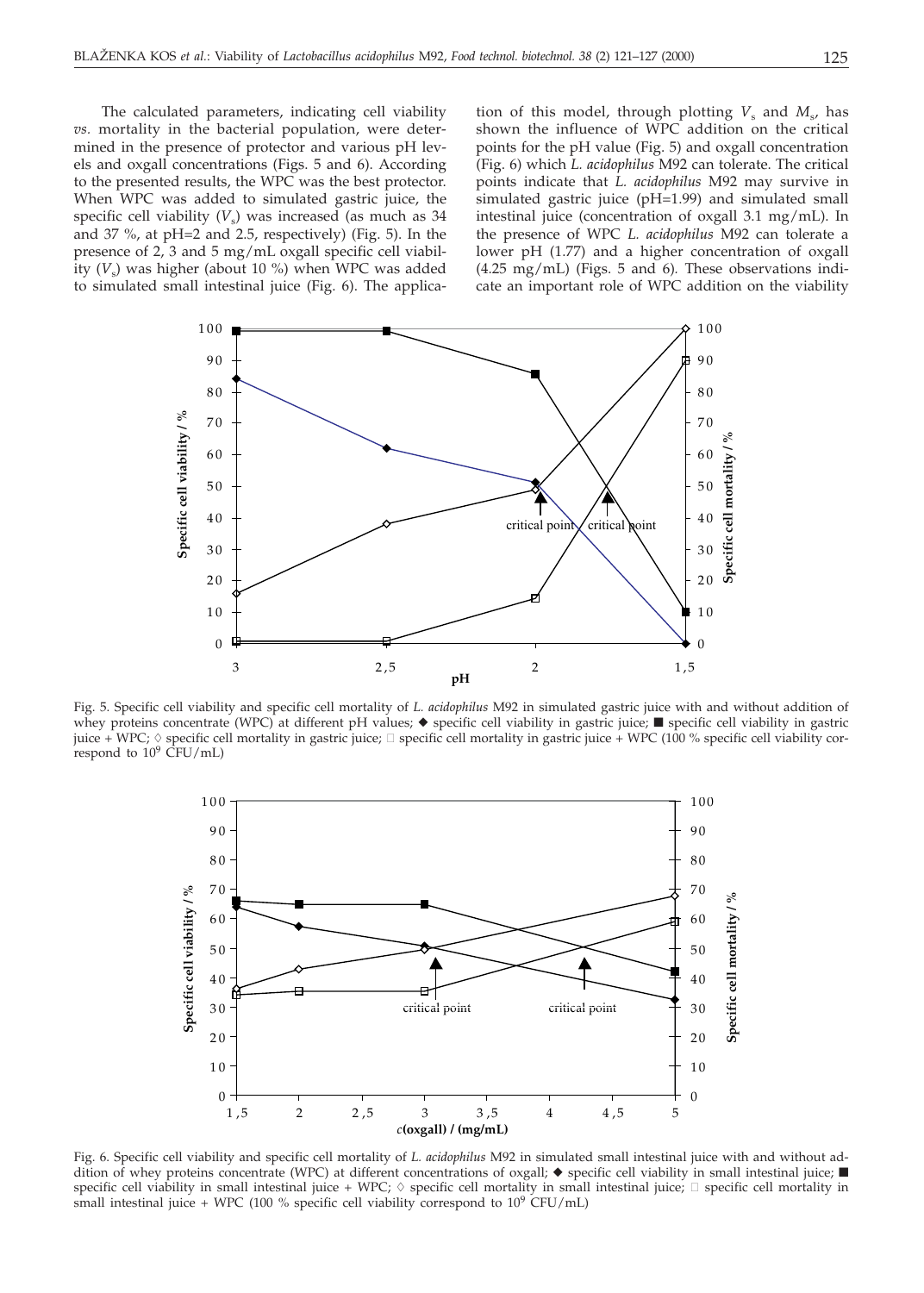The calculated parameters, indicating cell viability *vs.* mortality in the bacterial population, were determined in the presence of protector and various pH levels and oxgall concentrations (Figs. 5 and 6). According to the presented results, the WPC was the best protector. When WPC was added to simulated gastric juice, the specific cell viability ($V_s$) was increased (as much as 34 and 37 %, at pH=2 and 2.5, respectively) (Fig. 5). In the presence of 2, 3 and 5 mg/mL oxgall specific cell viability ($V_s$) was higher (about 10 %) when WPC was added to simulated small intestinal juice (Fig. 6). The application of this model, through plotting $V_s$ and $M_s$, has shown the influence of WPC addition on the critical points for the pH value (Fig. 5) and oxgall concentration (Fig. 6) which *L. acidophilus* M92 can tolerate. The critical points indicate that *L. acidophilus* M92 may survive in simulated gastric juice (pH=1.99) and simulated small intestinal juice (concentration of oxgall 3.1 mg/mL). In the presence of WPC *L. acidophilus* M92 can tolerate a lower pH (1.77) and a higher concentration of oxgall (4.25 mg/mL) (Figs. 5 and 6). These observations indicate an important role of WPC addition on the viability

Fig. 5. Specific cell viability and specific cell mortality of *L. acidophilus* M92 in simulated gastric juice with and without addition of whey proteins concentrate (WPC) at different pH values; ◆ specific cell viability in gastric juice; ■ specific cell viability in gastric juice + WPC; ◊ specific cell mortality in gastric juice; □ specific cell mortality in gastric juice + WPC (100 % specific cell viability correspond to $10^9$ CFU/mL)

Fig. 6. Specific cell viability and specific cell mortality of *L. acidophilus* M92 in simulated small intestinal juice with and without addition of whey proteins concentrate (WPC) at different concentrations of oxgall; ◆ specific cell viability in small intestinal juice; ■ specific cell viability in small intestinal juice + WPC; ◊ specific cell mortality in small intestinal juice; □ specific cell mortality in small intestinal juice + WPC (100 % specific cell viability correspond to $10^9$ CFU/mL)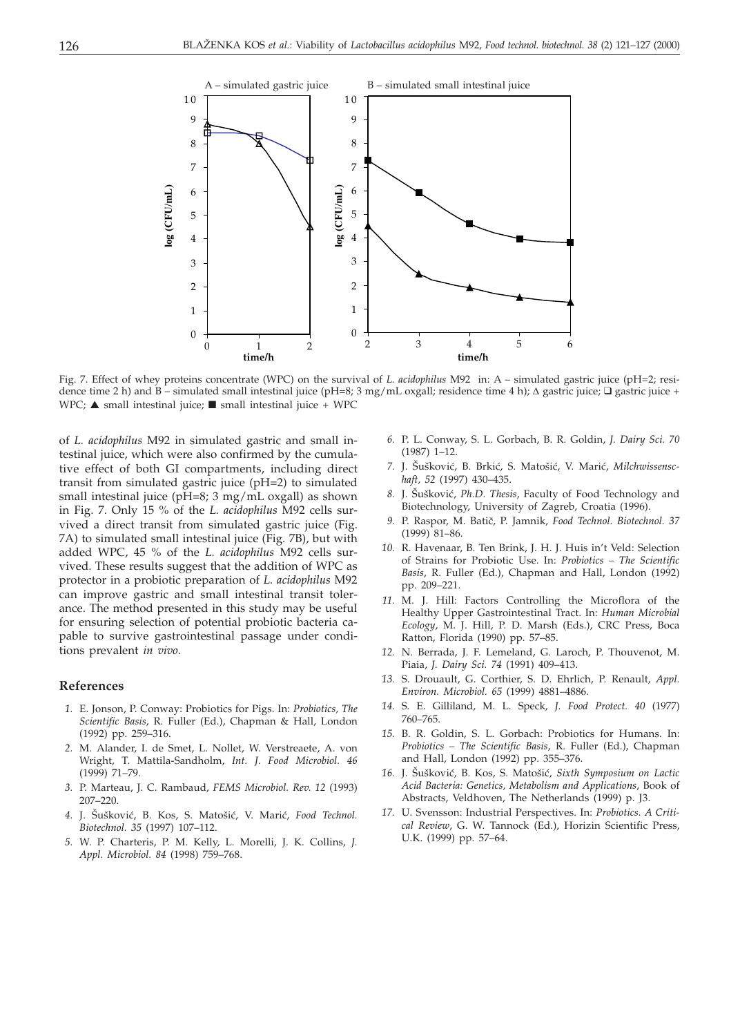Fig. 7. Effect of whey proteins concentrate (WPC) on the survival of *L. acidophilus* M92 in: A – simulated gastric juice (pH=2; residence time 2 h) and B – simulated small intestinal juice (pH=8; 3 mg/mL oxgall; residence time 4 h); Δ gastric juice; ❑ gastric juice + WPC; ▲ small intestinal juice; ■ small intestinal juice + WPC

of *L. acidophilus* M92 in simulated gastric and small intestinal juice, which were also confirmed by the cumulative effect of both GI compartments, including direct transit from simulated gastric juice (pH=2) to simulated small intestinal juice (pH=8; 3 mg/mL oxgall) as shown in Fig. 7. Only 15 % of the *L. acidophilus* M92 cells survived a direct transit from simulated gastric juice (Fig. 7A) to simulated small intestinal juice (Fig. 7B), but with added WPC, 45 % of the *L. acidophilus* M92 cells survived. These results suggest that the addition of WPC as protector in a probiotic preparation of *L. acidophilus* M92 can improve gastric and small intestinal transit tolerance. The method presented in this study may be useful for ensuring selection of potential probiotic bacteria capable to survive gastrointestinal passage under conditions prevalent *in vivo*.

## References

1. E. Jonson, P. Conway: Probiotics for Pigs. In: *Probiotics, The Scientific Basis*, R. Fuller (Ed.), Chapman & Hall, London (1992) pp. 259–316.
2. M. Alander, I. de Smet, L. Nollet, W. Verstreaete, A. von Wright, T. Mattila-Sandholm, *Int. J. Food Microbiol. 46* (1999) 71–79.
3. P. Marteau, J. C. Rambaud, *FEMS Microbiol. Rev. 12* (1993) 207–220.
4. J. Šušković, B. Kos, S. Matošić, V. Marić, *Food Technol. Biotechnol. 35* (1997) 107–112.
5. W. P. Charteris, P. M. Kelly, L. Morelli, J. K. Collins, *J. Appl. Microbiol. 84* (1998) 759–768.
6. P. L. Conway, S. L. Gorbach, B. R. Goldin, *J. Dairy Sci. 70* (1987) 1–12.
7. J. Šušković, B. Brkić, S. Matošić, V. Marić, *Milchwissenschaft, 52* (1997) 430–435.
8. J. Šušković, *Ph.D. Thesis*, Faculty of Food Technology and Biotechnology, University of Zagreb, Croatia (1996).
9. P. Raspor, M. Batič, P. Jamnik, *Food Technol. Biotechnol. 37* (1999) 81–86.
10. R. Havenaar, B. Ten Brink, J. H. J. Huis in't Veld: Selection of Strains for Probiotic Use. In: *Probiotics – The Scientific Basis*, R. Fuller (Ed.), Chapman and Hall, London (1992) pp. 209–221.
11. M. J. Hill: Factors Controlling the Microflora of the Healthy Upper Gastrointestinal Tract. In: *Human Microbial Ecology*, M. J. Hill, P. D. Marsh (Eds.), CRC Press, Boca Ratton, Florida (1990) pp. 57–85.
12. N. Berrada, J. F. Lemeland, G. Laroch, P. Thouvenot, M. Piaia, *J. Dairy Sci. 74* (1991) 409–413.
13. S. Drouault, G. Corthier, S. D. Ehrlich, P. Renault, *Appl. Environ. Microbiol. 65* (1999) 4881–4886.
14. S. E. Gilliland, M. L. Speck, *J. Food Protect. 40* (1977) 760–765.
15. B. R. Goldin, S. L. Gorbach: Probiotics for Humans. In: *Probiotics – The Scientific Basis*, R. Fuller (Ed.), Chapman and Hall, London (1992) pp. 355–376.
16. J. Šušković, B. Kos, S. Matošić, *Sixth Symposium on Lactic Acid Bacteria: Genetics, Metabolism and Applications*, Book of Abstracts, Veldhoven, The Netherlands (1999) p. J3.
17. U. Svensson: Industrial Perspectives. In: *Probiotics. A Critical Review*, G. W. Tannock (Ed.), Horizin Scientific Press, U.K. (1999) pp. 57–64.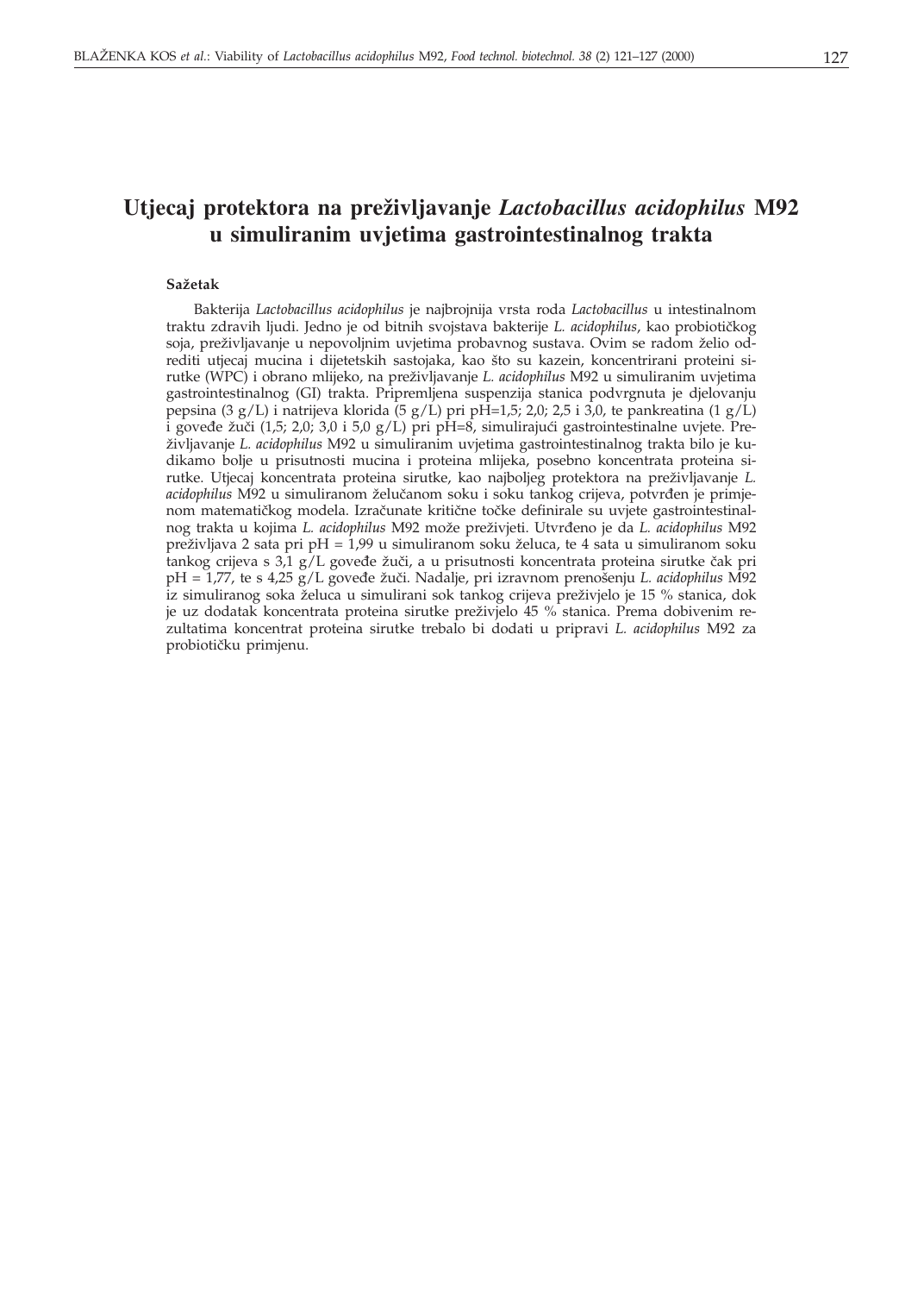# Utjecaj protektora na preživljavanje *Lactobacillus acidophilus* M92 u simuliranim uvjetima gastrointestinalnog trakta

### Sažetak

Bakterija *Lactobacillus acidophilus* je najbrojnija vrsta roda *Lactobacillus* u intestinalnom traktu zdravih ljudi. Jedno je od bitnih svojstava bakterije *L. acidophilus*, kao probiotičkog soja, preživljavanje u nepovoljnim uvjetima probavnog sustava. Ovim se radom želio odrediti utjecaj mucina i dijetetskih sastojaka, kao što su kazein, koncentrirani proteini sirutke (WPC) i obrano mlijeko, na preživljavanje *L. acidophilus* M92 u simuliranim uvjetima gastrointestinalnog (GI) trakta. Pripremljena suspenzija stanica podvrgnuta je djelovanju pepsina (3 g/L) i natrijeva klorida (5 g/L) pri pH=1,5; 2,0; 2,5 i 3,0, te pankreatina (1 g/L) i goveđe žuči (1,5; 2,0; 3,0 i 5,0 g/L) pri pH=8, simulirajući gastrointestinalne uvjete. Preživljavanje *L. acidophilus* M92 u simuliranim uvjetima gastrointestinalnog trakta bilo je kudikamo bolje u prisutnosti mucina i proteina mlijeka, posebno koncentrata proteina sirutke. Utjecaj koncentrata proteina sirutke, kao najboljeg protektora na preživljavanje *L. acidophilus* M92 u simuliranom želučanom soku i soku tankog crijeva, potvrđen je primjenom matematičkog modela. Izračunate kritične točke definirale su uvjete gastrointestinalnog trakta u kojima *L. acidophilus* M92 može preživjeti. Utvrđeno je da *L. acidophilus* M92 preživljava 2 sata pri pH = 1,99 u simuliranom soku želuca, te 4 sata u simuliranom soku tankog crijeva s 3,1 g/L goveđe žuči, a u prisutnosti koncentrata proteina sirutke čak pri pH = 1,77, te s 4,25 g/L goveđe žuči. Nadalje, pri izravnom prenošenju *L. acidophilus* M92 iz simuliranog soka želuca u simulirani sok tankog crijeva preživjelo je 15 % stanica, dok je uz dodatak koncentrata proteina sirutke preživjelo 45 % stanica. Prema dobivenim rezultatima koncentrat proteina sirutke trebalo bi dodati u pripravi *L. acidophilus* M92 za probiotičku primjenu.